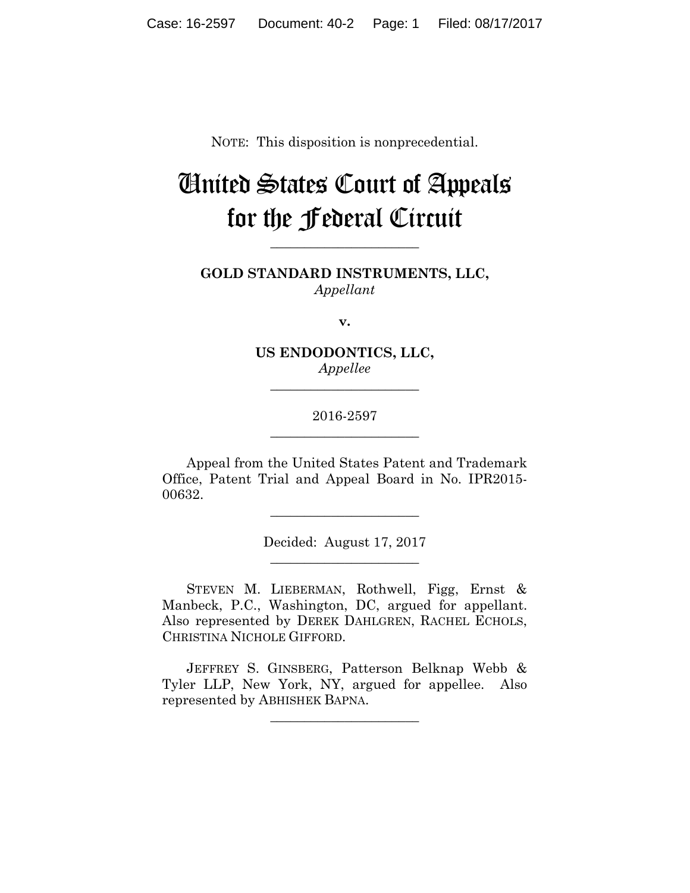NOTE: This disposition is nonprecedential.

# United States Court of Appeals for the Federal Circuit

______________________

**GOLD STANDARD INSTRUMENTS, LLC,**
*Appellant*

**v.**

**US ENDODONTICS, LLC,**
*Appellee*

______________________

2016-2597

______________________

Appeal from the United States Patent and Trademark Office, Patent Trial and Appeal Board in No. IPR2015-00632.

______________________

Decided: August 17, 2017

______________________

STEVEN M. LIEBERMAN, Rothwell, Figg, Ernst & Manbeck, P.C., Washington, DC, argued for appellant. Also represented by DEREK DAHLGREN, RACHEL ECHOLS, CHRISTINA NICHOLE GIFFORD.

JEFFREY S. GINSBERG, Patterson Belknap Webb & Tyler LLP, New York, NY, argued for appellee. Also represented by ABHISHEK BAPNA.

______________________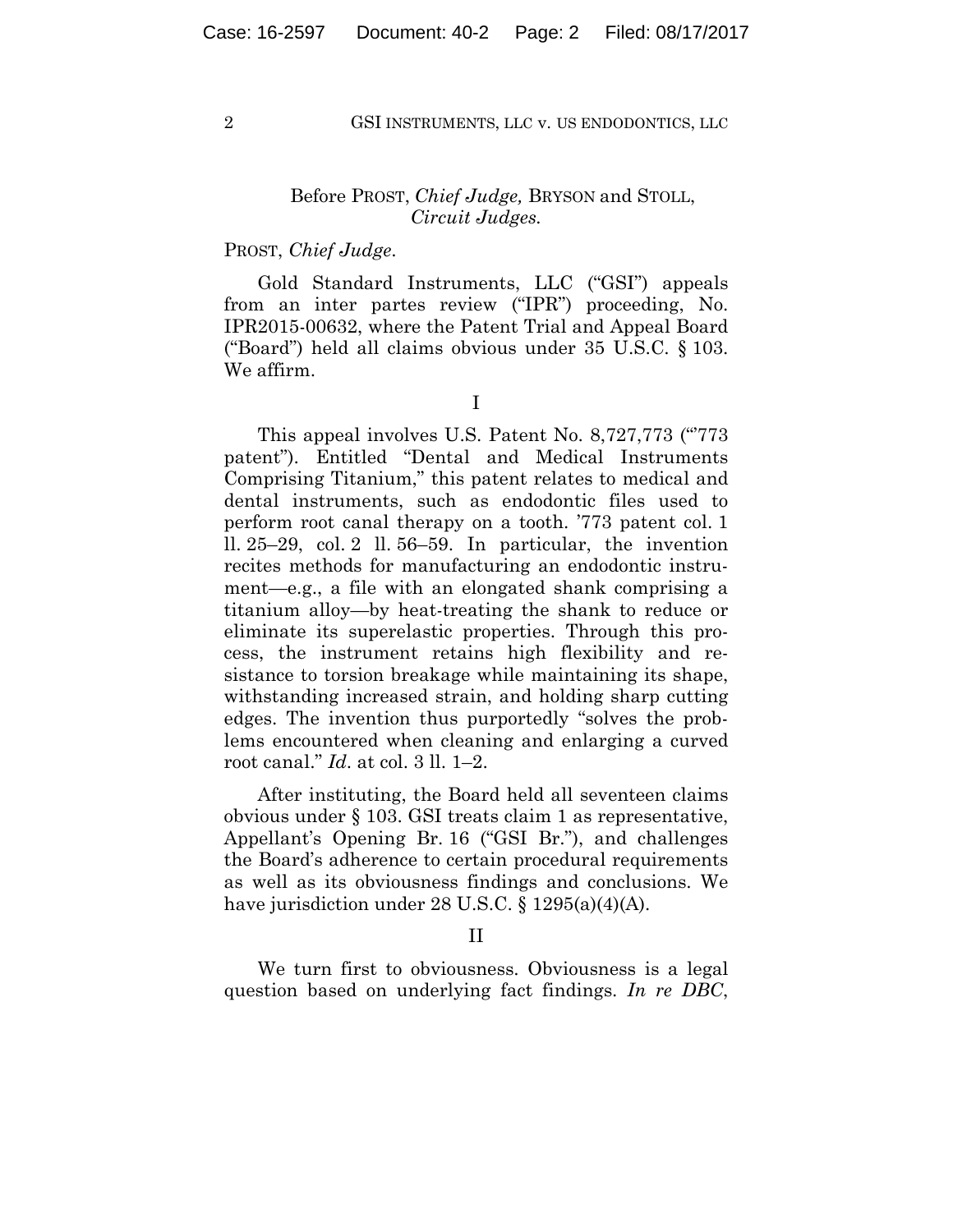Before PROST, *Chief Judge,* BRYSON and STOLL, *Circuit Judges.*

PROST, *Chief Judge*.

Gold Standard Instruments, LLC ("GSI") appeals from an inter partes review ("IPR") proceeding, No. IPR2015-00632, where the Patent Trial and Appeal Board ("Board") held all claims obvious under 35 U.S.C. § 103. We affirm.

I

This appeal involves U.S. Patent No. 8,727,773 ("'773 patent"). Entitled "Dental and Medical Instruments Comprising Titanium," this patent relates to medical and dental instruments, such as endodontic files used to perform root canal therapy on a tooth. '773 patent col. 1 ll. 25–29, col. 2 ll. 56–59. In particular, the invention recites methods for manufacturing an endodontic instrument—e.g., a file with an elongated shank comprising a titanium alloy—by heat-treating the shank to reduce or eliminate its superelastic properties. Through this process, the instrument retains high flexibility and resistance to torsion breakage while maintaining its shape, withstanding increased strain, and holding sharp cutting edges. The invention thus purportedly "solves the problems encountered when cleaning and enlarging a curved root canal." *Id*. at col. 3 ll. 1–2.

After instituting, the Board held all seventeen claims obvious under § 103. GSI treats claim 1 as representative, Appellant's Opening Br. 16 ("GSI Br."), and challenges the Board's adherence to certain procedural requirements as well as its obviousness findings and conclusions. We have jurisdiction under 28 U.S.C. § 1295(a)(4)(A).

II

We turn first to obviousness. Obviousness is a legal question based on underlying fact findings. *In re DBC*,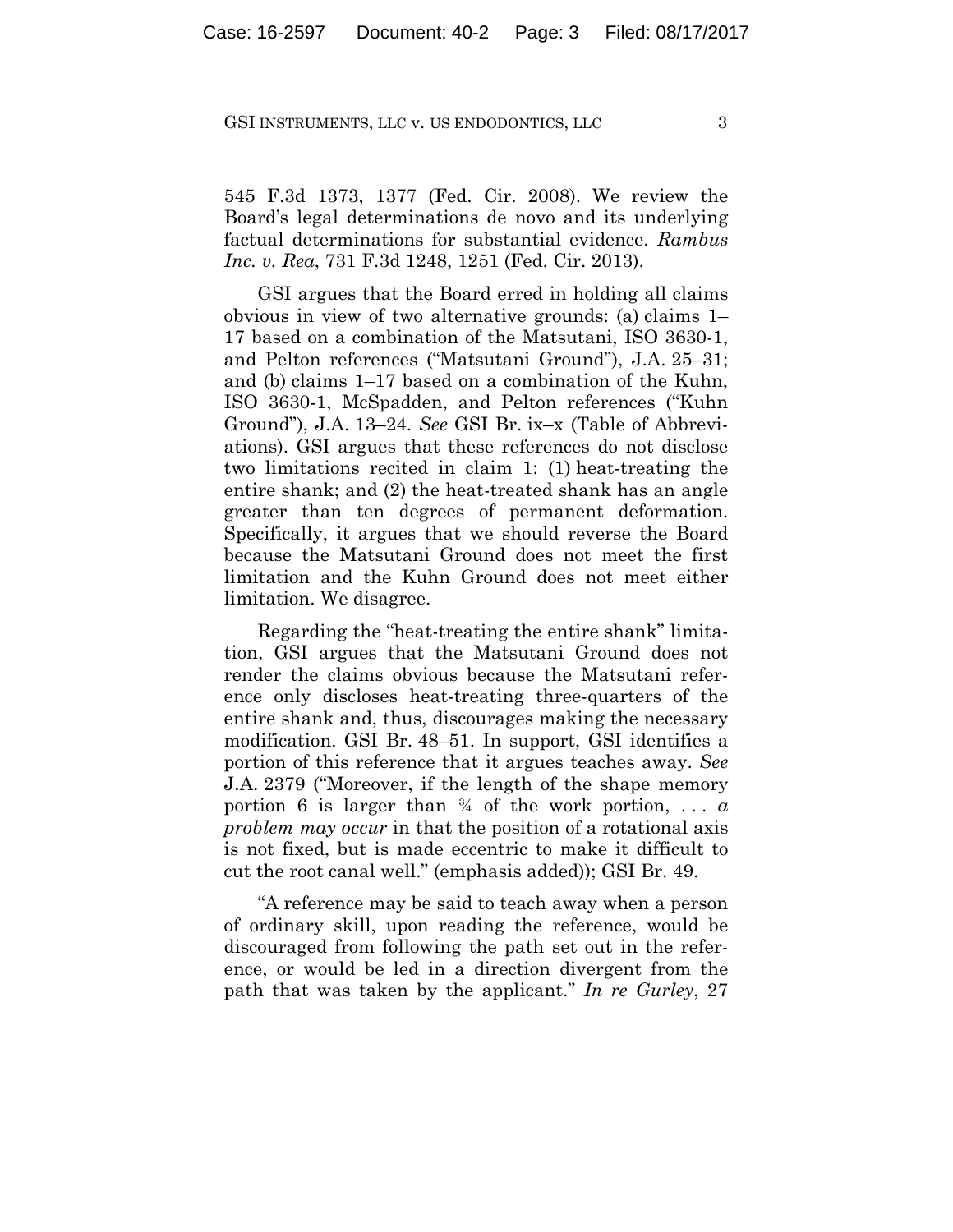545 F.3d 1373, 1377 (Fed. Cir. 2008). We review the Board's legal determinations de novo and its underlying factual determinations for substantial evidence. *Rambus Inc. v. Rea*, 731 F.3d 1248, 1251 (Fed. Cir. 2013).

GSI argues that the Board erred in holding all claims obvious in view of two alternative grounds: (a) claims 1–17 based on a combination of the Matsutani, ISO 3630-1, and Pelton references ("Matsutani Ground"), J.A. 25–31; and (b) claims 1–17 based on a combination of the Kuhn, ISO 3630-1, McSpadden, and Pelton references ("Kuhn Ground"), J.A. 13–24. *See* GSI Br. ix–x (Table of Abbreviations). GSI argues that these references do not disclose two limitations recited in claim 1: (1) heat-treating the entire shank; and (2) the heat-treated shank has an angle greater than ten degrees of permanent deformation. Specifically, it argues that we should reverse the Board because the Matsutani Ground does not meet the first limitation and the Kuhn Ground does not meet either limitation. We disagree.

Regarding the "heat-treating the entire shank" limitation, GSI argues that the Matsutani Ground does not render the claims obvious because the Matsutani reference only discloses heat-treating three-quarters of the entire shank and, thus, discourages making the necessary modification. GSI Br. 48–51. In support, GSI identifies a portion of this reference that it argues teaches away. *See* J.A. 2379 ("Moreover, if the length of the shape memory portion 6 is larger than ¾ of the work portion, . . . *a problem may occur* in that the position of a rotational axis is not fixed, but is made eccentric to make it difficult to cut the root canal well." (emphasis added)); GSI Br. 49.

"A reference may be said to teach away when a person of ordinary skill, upon reading the reference, would be discouraged from following the path set out in the reference, or would be led in a direction divergent from the path that was taken by the applicant." *In re Gurley*, 27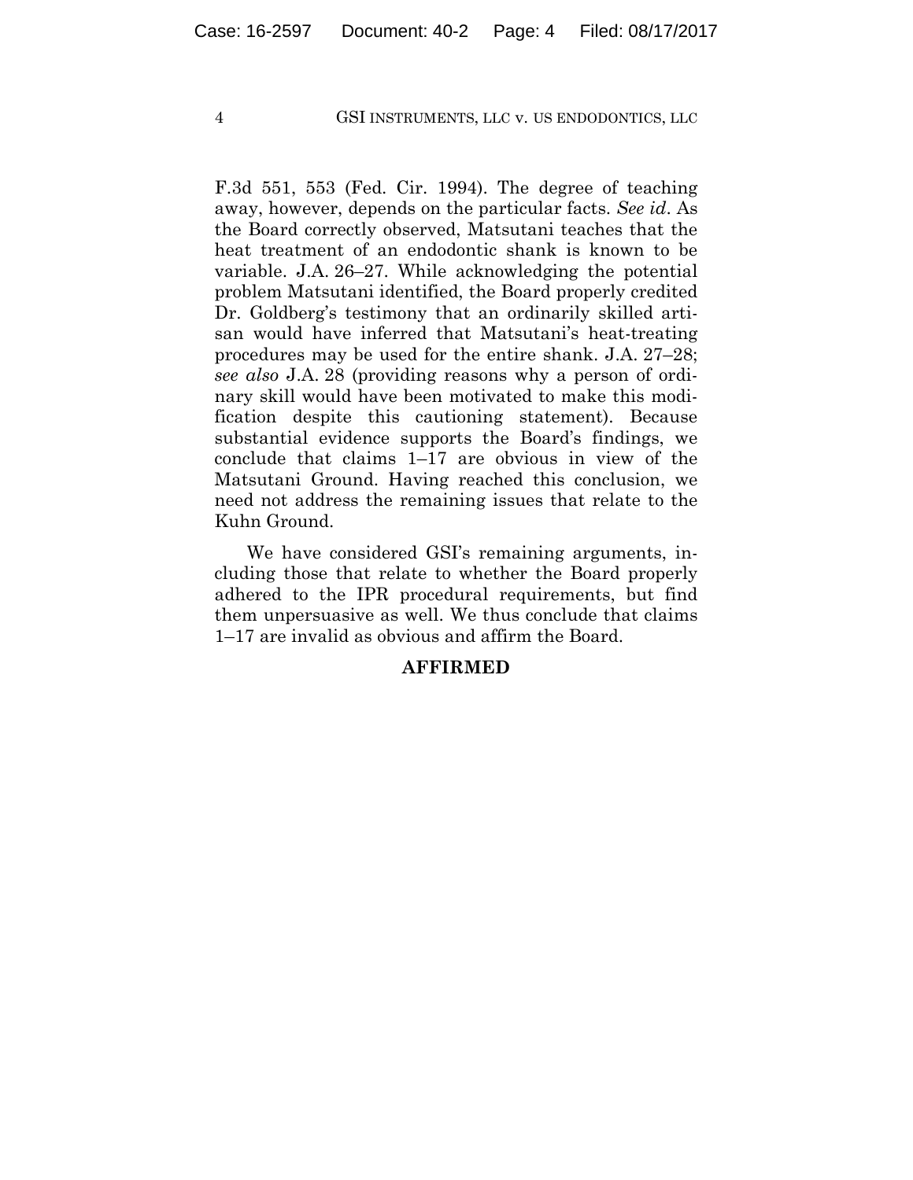F.3d 551, 553 (Fed. Cir. 1994). The degree of teaching away, however, depends on the particular facts. *See id*. As the Board correctly observed, Matsutani teaches that the heat treatment of an endodontic shank is known to be variable. J.A. 26–27. While acknowledging the potential problem Matsutani identified, the Board properly credited Dr. Goldberg's testimony that an ordinarily skilled artisan would have inferred that Matsutani's heat-treating procedures may be used for the entire shank. J.A. 27–28; *see also* J.A. 28 (providing reasons why a person of ordinary skill would have been motivated to make this modification despite this cautioning statement). Because substantial evidence supports the Board's findings, we conclude that claims 1–17 are obvious in view of the Matsutani Ground. Having reached this conclusion, we need not address the remaining issues that relate to the Kuhn Ground.

We have considered GSI's remaining arguments, including those that relate to whether the Board properly adhered to the IPR procedural requirements, but find them unpersuasive as well. We thus conclude that claims 1–17 are invalid as obvious and affirm the Board.

**AFFIRMED**